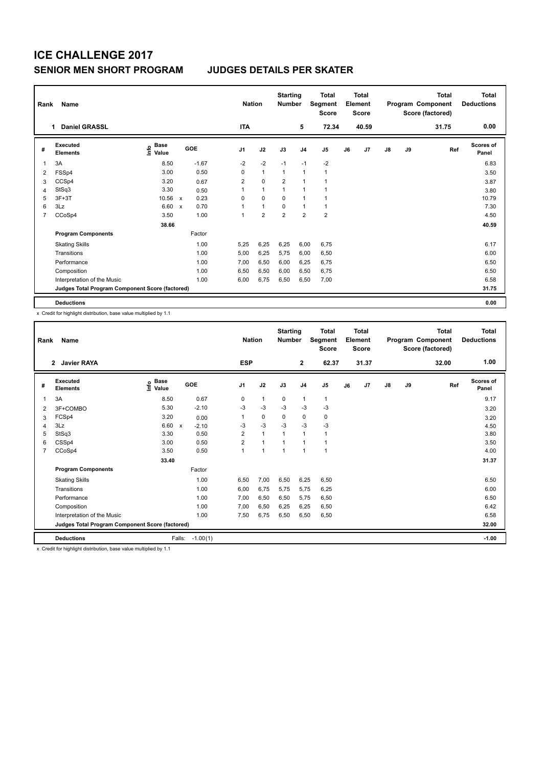# ICE CHALLENGE 2017

## SENIOR MEN SHORT PROGRAM JUDGES DETAILS PER SKATER

| Rank | Name | Nation | Starting Number | Total Segment Score | Total Element Score | Total Program Component Score (factored) | Total Deductions |
|---|---|---|---|---|---|---|---|
| 1 | Daniel GRASSL | ITA | 5 | 72.34 | 40.59 | 31.75 | 0.00 |

| # | Executed Elements | Info | Base Value | | GOE | J1 | J2 | J3 | J4 | J5 | J6 | J7 | J8 | J9 | Ref | Scores of Panel |
|---|---|---|---|---|---|---|---|---|---|---|---|---|---|---|---|---|
| 1 | 3A | | 8.50 | | -1.67 | -2 | -2 | -1 | -1 | -2 | | | | | | 6.83 |
| 2 | FSSp4 | | 3.00 | | 0.50 | 0 | 1 | 1 | 1 | 1 | | | | | | 3.50 |
| 3 | CCSp4 | | 3.20 | | 0.67 | 2 | 0 | 2 | 1 | 1 | | | | | | 3.87 |
| 4 | StSq3 | | 3.30 | | 0.50 | 1 | 1 | 1 | 1 | 1 | | | | | | 3.80 |
| 5 | 3F+3T | | 10.56 | x | 0.23 | 0 | 0 | 0 | 1 | 1 | | | | | | 10.79 |
| 6 | 3Lz | | 6.60 | x | 0.70 | 1 | 1 | 0 | 1 | 1 | | | | | | 7.30 |
| 7 | CCoSp4 | | 3.50 | | 1.00 | 1 | 2 | 2 | 2 | 2 | | | | | | 4.50 |
| | | | 38.66 | | | | | | | | | | | | | 40.59 |
| | **Program Components** | | | | Factor | | | | | | | | | | | |
| | Skating Skills | | | | 1.00 | 5,25 | 6,25 | 6,25 | 6,00 | 6,75 | | | | | | 6.17 |
| | Transitions | | | | 1.00 | 5,00 | 6,25 | 5,75 | 6,00 | 6,50 | | | | | | 6.00 |
| | Performance | | | | 1.00 | 7,00 | 6,50 | 6,00 | 6,25 | 6,75 | | | | | | 6.50 |
| | Composition | | | | 1.00 | 6,50 | 6,50 | 6,00 | 6,50 | 6,75 | | | | | | 6.50 |
| | Interpretation of the Music | | | | 1.00 | 6,00 | 6,75 | 6,50 | 6,50 | 7,00 | | | | | | 6.58 |
| | **Judges Total Program Component Score (factored)** | | | | | | | | | | | | | | | 31.75 |
| | **Deductions** | | | | | | | | | | | | | | | 0.00 |

x Credit for highlight distribution, base value multiplied by 1.1

| Rank | Name | Nation | Starting Number | Total Segment Score | Total Element Score | Total Program Component Score (factored) | Total Deductions |
|---|---|---|---|---|---|---|---|
| 2 | Javier RAYA | ESP | 2 | 62.37 | 31.37 | 32.00 | 1.00 |

| # | Executed Elements | Info | Base Value | | GOE | J1 | J2 | J3 | J4 | J5 | J6 | J7 | J8 | J9 | Ref | Scores of Panel |
|---|---|---|---|---|---|---|---|---|---|---|---|---|---|---|---|---|
| 1 | 3A | | 8.50 | | 0.67 | 0 | 1 | 0 | 1 | 1 | | | | | | 9.17 |
| 2 | 3F+COMBO | | 5.30 | | -2.10 | -3 | -3 | -3 | -3 | -3 | | | | | | 3.20 |
| 3 | FCSp4 | | 3.20 | | 0.00 | 1 | 0 | 0 | 0 | 0 | | | | | | 3.20 |
| 4 | 3Lz | | 6.60 | x | -2.10 | -3 | -3 | -3 | -3 | -3 | | | | | | 4.50 |
| 5 | StSq3 | | 3.30 | | 0.50 | 2 | 1 | 1 | 1 | 1 | | | | | | 3.80 |
| 6 | CSSp4 | | 3.00 | | 0.50 | 2 | 1 | 1 | 1 | 1 | | | | | | 3.50 |
| 7 | CCoSp4 | | 3.50 | | 0.50 | 1 | 1 | 1 | 1 | 1 | | | | | | 4.00 |
| | | | 33.40 | | | | | | | | | | | | | 31.37 |
| | **Program Components** | | | | Factor | | | | | | | | | | | |
| | Skating Skills | | | | 1.00 | 6,50 | 7,00 | 6,50 | 6,25 | 6,50 | | | | | | 6.50 |
| | Transitions | | | | 1.00 | 6,00 | 6,75 | 5,75 | 5,75 | 6,25 | | | | | | 6.00 |
| | Performance | | | | 1.00 | 7,00 | 6,50 | 6,50 | 5,75 | 6,50 | | | | | | 6.50 |
| | Composition | | | | 1.00 | 7,00 | 6,50 | 6,25 | 6,25 | 6,50 | | | | | | 6.42 |
| | Interpretation of the Music | | | | 1.00 | 7,50 | 6,75 | 6,50 | 6,50 | 6,50 | | | | | | 6.58 |
| | **Judges Total Program Component Score (factored)** | | | | | | | | | | | | | | | 32.00 |
| | **Deductions** | | | Falls: | -1.00(1) | | | | | | | | | | | -1.00 |

x Credit for highlight distribution, base value multiplied by 1.1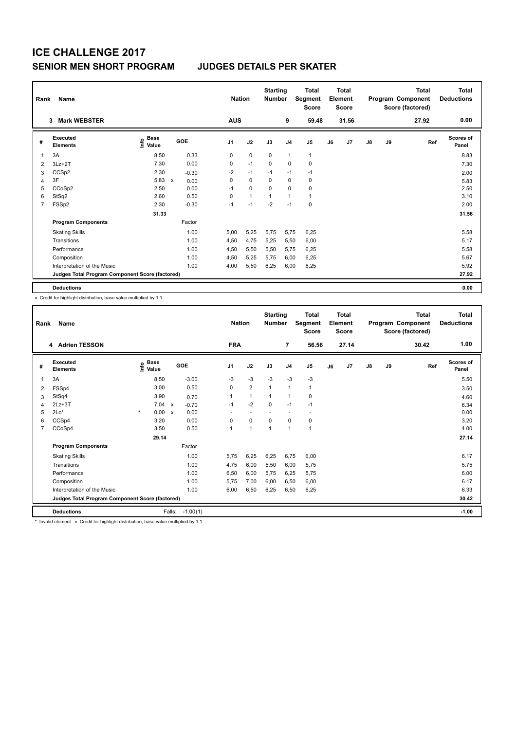# ICE CHALLENGE 2017

## SENIOR MEN SHORT PROGRAM JUDGES DETAILS PER SKATER

| Rank | Name | Nation | Starting Number | Total Segment Score | Total Element Score | Total Program Component Score (factored) | Total Deductions |
|---|---|---|---|---|---|---|---|
| 3 | Mark WEBSTER | AUS | 9 | 59.48 | 31.56 | 27.92 | 0.00 |

| # | Executed Elements | Info | Base Value | | GOE | J1 | J2 | J3 | J4 | J5 | J6 | J7 | J8 | J9 | Ref | Scores of Panel |
|---|---|---|---|---|---|---|---|---|---|---|---|---|---|---|---|---|
| 1 | 3A | | 8.50 | | 0.33 | 0 | 0 | 0 | 1 | 1 | | | | | | 8.83 |
| 2 | 3Lz+2T | | 7.30 | | 0.00 | 0 | -1 | 0 | 0 | 0 | | | | | | 7.30 |
| 3 | CCSp2 | | 2.30 | | -0.30 | -2 | -1 | -1 | -1 | -1 | | | | | | 2.00 |
| 4 | 3F | | 5.83 | x | 0.00 | 0 | 0 | 0 | 0 | 0 | | | | | | 5.83 |
| 5 | CCoSp2 | | 2.50 | | 0.00 | -1 | 0 | 0 | 0 | 0 | | | | | | 2.50 |
| 6 | StSq2 | | 2.60 | | 0.50 | 0 | 1 | 1 | 1 | 1 | | | | | | 3.10 |
| 7 | FSSp2 | | 2.30 | | -0.30 | -1 | -1 | -2 | -1 | 0 | | | | | | 2.00 |
| | | | 31.33 | | | | | | | | | | | | | 31.56 |
| | **Program Components** | | | | Factor | | | | | | | | | | | |
| | Skating Skills | | | | 1.00 | 5,00 | 5,25 | 5,75 | 5,75 | 6,25 | | | | | | 5.58 |
| | Transitions | | | | 1.00 | 4,50 | 4,75 | 5,25 | 5,50 | 6,00 | | | | | | 5.17 |
| | Performance | | | | 1.00 | 4,50 | 5,50 | 5,50 | 5,75 | 6,25 | | | | | | 5.58 |
| | Composition | | | | 1.00 | 4,50 | 5,25 | 5,75 | 6,00 | 6,25 | | | | | | 5.67 |
| | Interpretation of the Music | | | | 1.00 | 4,00 | 5,50 | 6,25 | 6,00 | 6,25 | | | | | | 5.92 |
| | **Judges Total Program Component Score (factored)** | | | | | | | | | | | | | | | 27.92 |
| | **Deductions** | | | | | | | | | | | | | | | 0.00 |

x Credit for highlight distribution, base value multiplied by 1.1

| Rank | Name | Nation | Starting Number | Total Segment Score | Total Element Score | Total Program Component Score (factored) | Total Deductions |
|---|---|---|---|---|---|---|---|
| 4 | Adrien TESSON | FRA | 7 | 56.56 | 27.14 | 30.42 | 1.00 |

| # | Executed Elements | Info | Base Value | | GOE | J1 | J2 | J3 | J4 | J5 | J6 | J7 | J8 | J9 | Ref | Scores of Panel |
|---|---|---|---|---|---|---|---|---|---|---|---|---|---|---|---|---|
| 1 | 3A | | 8.50 | | -3.00 | -3 | -3 | -3 | -3 | -3 | | | | | | 5.50 |
| 2 | FSSp4 | | 3.00 | | 0.50 | 0 | 2 | 1 | 1 | 1 | | | | | | 3.50 |
| 3 | StSq4 | | 3.90 | | 0.70 | 1 | 1 | 1 | 1 | 0 | | | | | | 4.60 |
| 4 | 2Lz+3T | | 7.04 | x | -0.70 | -1 | -2 | 0 | -1 | -1 | | | | | | 6.34 |
| 5 | 2Lo* | * | 0.00 | x | 0.00 | - | - | - | - | - | | | | | | 0.00 |
| 6 | CCSp4 | | 3.20 | | 0.00 | 0 | 0 | 0 | 0 | 0 | | | | | | 3.20 |
| 7 | CCoSp4 | | 3.50 | | 0.50 | 1 | 1 | 1 | 1 | 1 | | | | | | 4.00 |
| | | | 29.14 | | | | | | | | | | | | | 27.14 |
| | **Program Components** | | | | Factor | | | | | | | | | | | |
| | Skating Skills | | | | 1.00 | 5,75 | 6,25 | 6,25 | 6,75 | 6,00 | | | | | | 6.17 |
| | Transitions | | | | 1.00 | 4,75 | 6,00 | 5,50 | 6,00 | 5,75 | | | | | | 5.75 |
| | Performance | | | | 1.00 | 6,50 | 6,00 | 5,75 | 6,25 | 5,75 | | | | | | 6.00 |
| | Composition | | | | 1.00 | 5,75 | 7,00 | 6,00 | 6,50 | 6,00 | | | | | | 6.17 |
| | Interpretation of the Music | | | | 1.00 | 6,00 | 6,50 | 6,25 | 6,50 | 6,25 | | | | | | 6.33 |
| | **Judges Total Program Component Score (factored)** | | | | | | | | | | | | | | | 30.42 |
| | **Deductions** | | | Falls: | -1.00(1) | | | | | | | | | | | -1.00 |

\* Invalid element x Credit for highlight distribution, base value multiplied by 1.1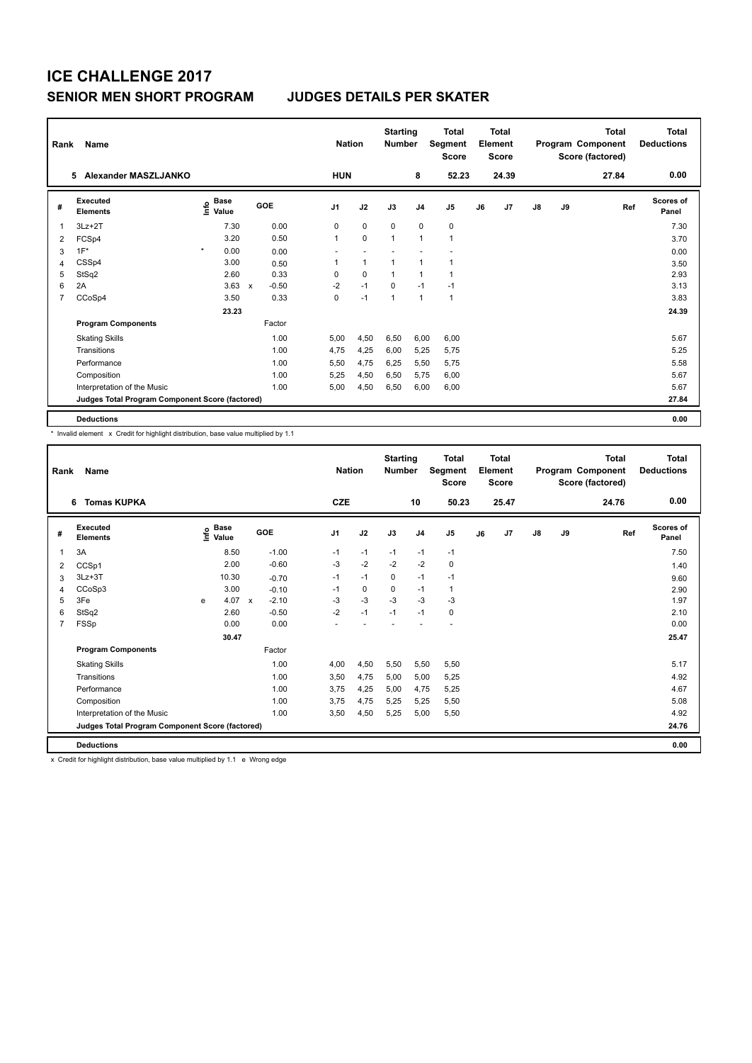# ICE CHALLENGE 2017

## SENIOR MEN SHORT PROGRAM     JUDGES DETAILS PER SKATER

| Rank | Name | Nation | Starting Number | Total Segment Score | Total Element Score | Total Program Component Score (factored) | Total Deductions |
|---|---|---|---|---|---|---|---|
| 5 | Alexander MASZLJANKO | HUN | 8 | 52.23 | 24.39 | 27.84 | 0.00 |

| # | Executed Elements | Info | Base Value | | GOE | J1 | J2 | J3 | J4 | J5 | J6 | J7 | J8 | J9 | Ref | Scores of Panel |
|---|---|---|---|---|---|---|---|---|---|---|---|---|---|---|---|---|
| 1 | 3Lz+2T | | 7.30 | | 0.00 | 0 | 0 | 0 | 0 | 0 | | | | | | 7.30 |
| 2 | FCSp4 | | 3.20 | | 0.50 | 1 | 0 | 1 | 1 | 1 | | | | | | 3.70 |
| 3 | 1F* | * | 0.00 | | 0.00 | - | - | - | - | - | | | | | | 0.00 |
| 4 | CSSp4 | | 3.00 | | 0.50 | 1 | 1 | 1 | 1 | 1 | | | | | | 3.50 |
| 5 | StSq2 | | 2.60 | | 0.33 | 0 | 0 | 1 | 1 | 1 | | | | | | 2.93 |
| 6 | 2A | | 3.63 | x | -0.50 | -2 | -1 | 0 | -1 | -1 | | | | | | 3.13 |
| 7 | CCoSp4 | | 3.50 | | 0.33 | 0 | -1 | 1 | 1 | 1 | | | | | | 3.83 |
| | | | 23.23 | | | | | | | | | | | | | 24.39 |
| | **Program Components** | | | | Factor | | | | | | | | | | | |
| | Skating Skills | | | | 1.00 | 5,00 | 4,50 | 6,50 | 6,00 | 6,00 | | | | | | 5.67 |
| | Transitions | | | | 1.00 | 4,75 | 4,25 | 6,00 | 5,25 | 5,75 | | | | | | 5.25 |
| | Performance | | | | 1.00 | 5,50 | 4,75 | 6,25 | 5,50 | 5,75 | | | | | | 5.58 |
| | Composition | | | | 1.00 | 5,25 | 4,50 | 6,50 | 5,75 | 6,00 | | | | | | 5.67 |
| | Interpretation of the Music | | | | 1.00 | 5,00 | 4,50 | 6,50 | 6,00 | 6,00 | | | | | | 5.67 |
| | **Judges Total Program Component Score (factored)** | | | | | | | | | | | | | | | 27.84 |
| | **Deductions** | | | | | | | | | | | | | | | 0.00 |

\* Invalid element x Credit for highlight distribution, base value multiplied by 1.1

| Rank | Name | Nation | Starting Number | Total Segment Score | Total Element Score | Total Program Component Score (factored) | Total Deductions |
|---|---|---|---|---|---|---|---|
| 6 | Tomas KUPKA | CZE | 10 | 50.23 | 25.47 | 24.76 | 0.00 |

| # | Executed Elements | Info | Base Value | | GOE | J1 | J2 | J3 | J4 | J5 | J6 | J7 | J8 | J9 | Ref | Scores of Panel |
|---|---|---|---|---|---|---|---|---|---|---|---|---|---|---|---|---|
| 1 | 3A | | 8.50 | | -1.00 | -1 | -1 | -1 | -1 | -1 | | | | | | 7.50 |
| 2 | CCSp1 | | 2.00 | | -0.60 | -3 | -2 | -2 | -2 | 0 | | | | | | 1.40 |
| 3 | 3Lz+3T | | 10.30 | | -0.70 | -1 | -1 | 0 | -1 | -1 | | | | | | 9.60 |
| 4 | CCoSp3 | | 3.00 | | -0.10 | -1 | 0 | 0 | -1 | 1 | | | | | | 2.90 |
| 5 | 3Fe | e | 4.07 | x | -2.10 | -3 | -3 | -3 | -3 | -3 | | | | | | 1.97 |
| 6 | StSq2 | | 2.60 | | -0.50 | -2 | -1 | -1 | -1 | 0 | | | | | | 2.10 |
| 7 | FSSp | | 0.00 | | 0.00 | - | - | - | - | - | | | | | | 0.00 |
| | | | 30.47 | | | | | | | | | | | | | 25.47 |
| | **Program Components** | | | | Factor | | | | | | | | | | | |
| | Skating Skills | | | | 1.00 | 4,00 | 4,50 | 5,50 | 5,50 | 5,50 | | | | | | 5.17 |
| | Transitions | | | | 1.00 | 3,50 | 4,75 | 5,00 | 5,00 | 5,25 | | | | | | 4.92 |
| | Performance | | | | 1.00 | 3,75 | 4,25 | 5,00 | 4,75 | 5,25 | | | | | | 4.67 |
| | Composition | | | | 1.00 | 3,75 | 4,75 | 5,25 | 5,25 | 5,50 | | | | | | 5.08 |
| | Interpretation of the Music | | | | 1.00 | 3,50 | 4,50 | 5,25 | 5,00 | 5,50 | | | | | | 4.92 |
| | **Judges Total Program Component Score (factored)** | | | | | | | | | | | | | | | 24.76 |
| | **Deductions** | | | | | | | | | | | | | | | 0.00 |

x Credit for highlight distribution, base value multiplied by 1.1 e Wrong edge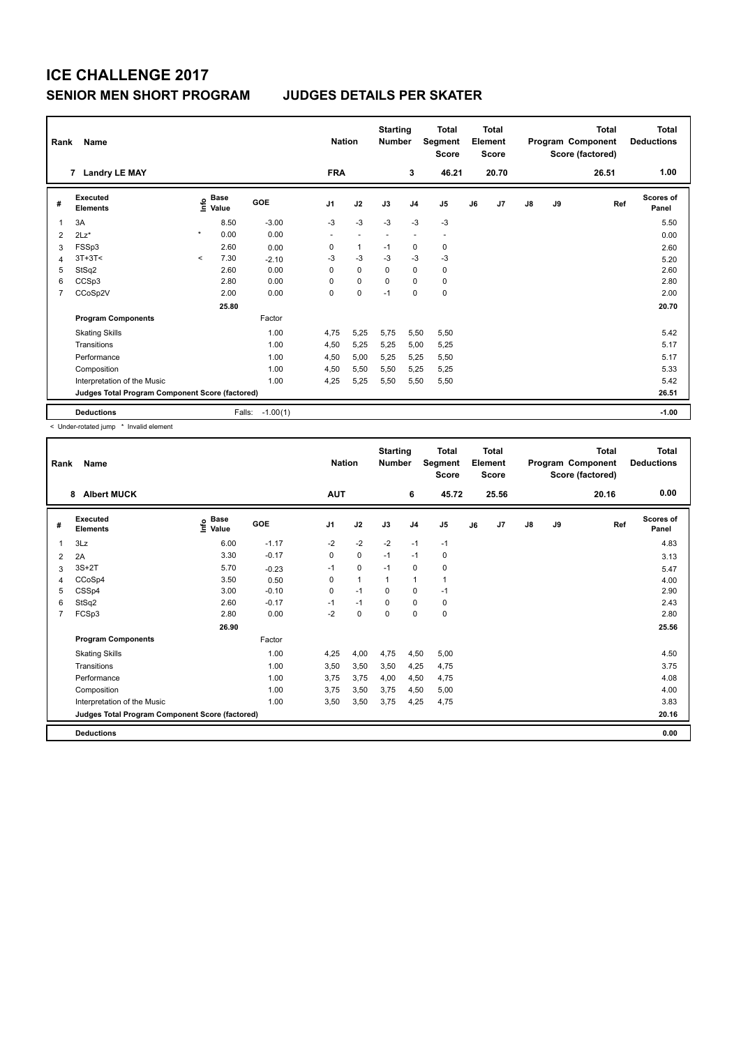# ICE CHALLENGE 2017

## SENIOR MEN SHORT PROGRAM JUDGES DETAILS PER SKATER

| Rank | Name | Nation | Starting Number | Total Segment Score | Total Element Score | Total Program Component Score (factored) | Total Deductions |
|---|---|---|---|---|---|---|---|
| 7 | Landry LE MAY | FRA | 3 | 46.21 | 20.70 | 26.51 | 1.00 |

| # | Executed Elements | Info | Base Value | GOE | J1 | J2 | J3 | J4 | J5 | J6 | J7 | J8 | J9 | Ref | Scores of Panel |
|---|---|---|---|---|---|---|---|---|---|---|---|---|---|---|---|
| 1 | 3A | | 8.50 | -3.00 | -3 | -3 | -3 | -3 | -3 | | | | | | 5.50 |
| 2 | 2Lz* | * | 0.00 | 0.00 | - | - | - | - | - | | | | | | 0.00 |
| 3 | FSSp3 | | 2.60 | 0.00 | 0 | 1 | -1 | 0 | 0 | | | | | | 2.60 |
| 4 | 3T+3T< | < | 7.30 | -2.10 | -3 | -3 | -3 | -3 | -3 | | | | | | 5.20 |
| 5 | StSq2 | | 2.60 | 0.00 | 0 | 0 | 0 | 0 | 0 | | | | | | 2.60 |
| 6 | CCSp3 | | 2.80 | 0.00 | 0 | 0 | 0 | 0 | 0 | | | | | | 2.80 |
| 7 | CCoSp2V | | 2.00 | 0.00 | 0 | 0 | -1 | 0 | 0 | | | | | | 2.00 |
| | | | 25.80 | | | | | | | | | | | | 20.70 |
| | **Program Components** | | | Factor | | | | | | | | | | | |
| | Skating Skills | | | 1.00 | 4,75 | 5,25 | 5,75 | 5,50 | 5,50 | | | | | | 5.42 |
| | Transitions | | | 1.00 | 4,50 | 5,25 | 5,25 | 5,00 | 5,25 | | | | | | 5.17 |
| | Performance | | | 1.00 | 4,50 | 5,00 | 5,25 | 5,25 | 5,50 | | | | | | 5.17 |
| | Composition | | | 1.00 | 4,50 | 5,50 | 5,50 | 5,25 | 5,25 | | | | | | 5.33 |
| | Interpretation of the Music | | | 1.00 | 4,25 | 5,25 | 5,50 | 5,50 | 5,50 | | | | | | 5.42 |
| | **Judges Total Program Component Score (factored)** | | | | | | | | | | | | | | 26.51 |
| | **Deductions** | | Falls: | -1.00(1) | | | | | | | | | | | -1.00 |

< Under-rotated jump * Invalid element

| Rank | Name | Nation | Starting Number | Total Segment Score | Total Element Score | Total Program Component Score (factored) | Total Deductions |
|---|---|---|---|---|---|---|---|
| 8 | Albert MUCK | AUT | 6 | 45.72 | 25.56 | 20.16 | 0.00 |

| # | Executed Elements | Info | Base Value | GOE | J1 | J2 | J3 | J4 | J5 | J6 | J7 | J8 | J9 | Ref | Scores of Panel |
|---|---|---|---|---|---|---|---|---|---|---|---|---|---|---|---|
| 1 | 3Lz | | 6.00 | -1.17 | -2 | -2 | -2 | -1 | -1 | | | | | | 4.83 |
| 2 | 2A | | 3.30 | -0.17 | 0 | 0 | -1 | -1 | 0 | | | | | | 3.13 |
| 3 | 3S+2T | | 5.70 | -0.23 | -1 | 0 | -1 | 0 | 0 | | | | | | 5.47 |
| 4 | CCoSp4 | | 3.50 | 0.50 | 0 | 1 | 1 | 1 | 1 | | | | | | 4.00 |
| 5 | CSSp4 | | 3.00 | -0.10 | 0 | -1 | 0 | 0 | -1 | | | | | | 2.90 |
| 6 | StSq2 | | 2.60 | -0.17 | -1 | -1 | 0 | 0 | 0 | | | | | | 2.43 |
| 7 | FCSp3 | | 2.80 | 0.00 | -2 | 0 | 0 | 0 | 0 | | | | | | 2.80 |
| | | | 26.90 | | | | | | | | | | | | 25.56 |
| | **Program Components** | | | Factor | | | | | | | | | | | |
| | Skating Skills | | | 1.00 | 4,25 | 4,00 | 4,75 | 4,50 | 5,00 | | | | | | 4.50 |
| | Transitions | | | 1.00 | 3,50 | 3,50 | 3,50 | 4,25 | 4,75 | | | | | | 3.75 |
| | Performance | | | 1.00 | 3,75 | 3,75 | 4,00 | 4,50 | 4,75 | | | | | | 4.08 |
| | Composition | | | 1.00 | 3,75 | 3,50 | 3,75 | 4,50 | 5,00 | | | | | | 4.00 |
| | Interpretation of the Music | | | 1.00 | 3,50 | 3,50 | 3,75 | 4,25 | 4,75 | | | | | | 3.83 |
| | **Judges Total Program Component Score (factored)** | | | | | | | | | | | | | | 20.16 |
| | **Deductions** | | | | | | | | | | | | | | 0.00 |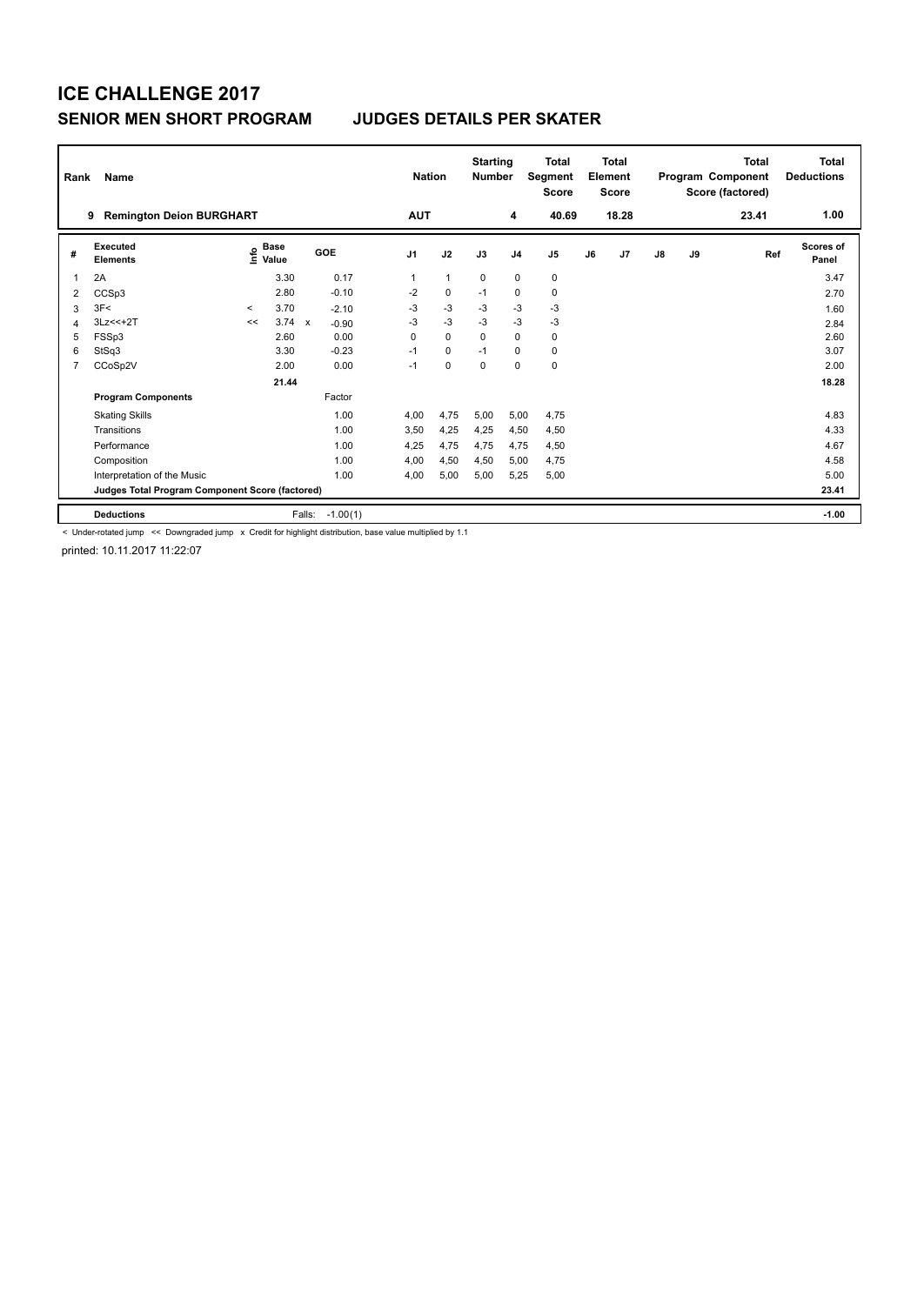# ICE CHALLENGE 2017

## SENIOR MEN SHORT PROGRAM JUDGES DETAILS PER SKATER

| Rank | Name | Nation | Starting Number | Total Segment Score | Total Element Score | Total Program Component Score (factored) | Total Deductions |
|---|---|---|---|---|---|---|---|
| 9 | Remington Deion BURGHART | AUT | 4 | 40.69 | 18.28 | 23.41 | 1.00 |

| # | Executed Elements | Info | Base Value | | GOE | J1 | J2 | J3 | J4 | J5 | J6 | J7 | J8 | J9 | Ref | Scores of Panel |
|---|---|---|---|---|---|---|---|---|---|---|---|---|---|---|---|---|
| 1 | 2A | | 3.30 | | 0.17 | 1 | 1 | 0 | 0 | 0 | | | | | | 3.47 |
| 2 | CCSp3 | | 2.80 | | -0.10 | -2 | 0 | -1 | 0 | 0 | | | | | | 2.70 |
| 3 | 3F< | < | 3.70 | | -2.10 | -3 | -3 | -3 | -3 | -3 | | | | | | 1.60 |
| 4 | 3Lz<<+2T | << | 3.74 | x | -0.90 | -3 | -3 | -3 | -3 | -3 | | | | | | 2.84 |
| 5 | FSSp3 | | 2.60 | | 0.00 | 0 | 0 | 0 | 0 | 0 | | | | | | 2.60 |
| 6 | StSq3 | | 3.30 | | -0.23 | -1 | 0 | -1 | 0 | 0 | | | | | | 3.07 |
| 7 | CCoSp2V | | 2.00 | | 0.00 | -1 | 0 | 0 | 0 | 0 | | | | | | 2.00 |
| | | | 21.44 | | | | | | | | | | | | | 18.28 |
| | **Program Components** | | | | Factor | | | | | | | | | | | |
| | Skating Skills | | | | 1.00 | 4,00 | 4,75 | 5,00 | 5,00 | 4,75 | | | | | | 4.83 |
| | Transitions | | | | 1.00 | 3,50 | 4,25 | 4,25 | 4,50 | 4,50 | | | | | | 4.33 |
| | Performance | | | | 1.00 | 4,25 | 4,75 | 4,75 | 4,75 | 4,50 | | | | | | 4.67 |
| | Composition | | | | 1.00 | 4,00 | 4,50 | 4,50 | 5,00 | 4,75 | | | | | | 4.58 |
| | Interpretation of the Music | | | | 1.00 | 4,00 | 5,00 | 5,00 | 5,25 | 5,00 | | | | | | 5.00 |
| | **Judges Total Program Component Score (factored)** | | | | | | | | | | | | | | | 23.41 |
| | **Deductions** | | | Falls: | -1.00(1) | | | | | | | | | | | -1.00 |

< Under-rotated jump << Downgraded jump x Credit for highlight distribution, base value multiplied by 1.1

printed: 10.11.2017 11:22:07